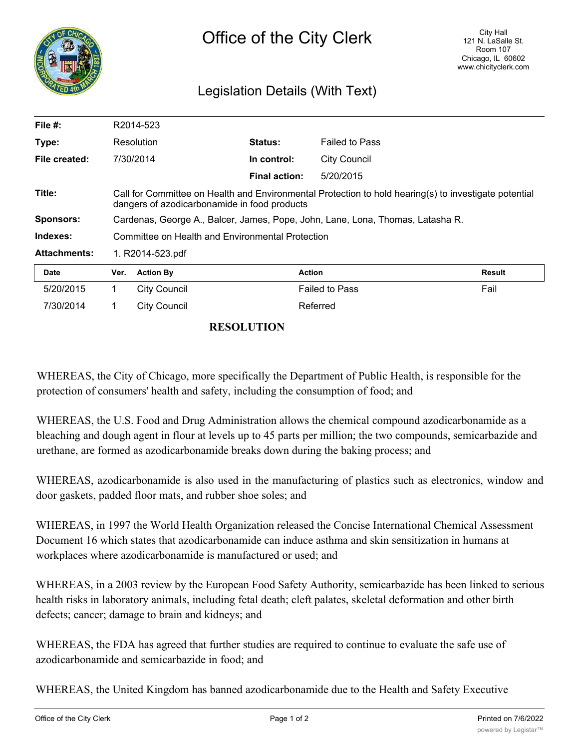# Office of the City Clerk

City Hall
121 N. LaSalle St.
Room 107
Chicago, IL 60602
www.chicityclerk.com

## Legislation Details (With Text)

| | | | |
|---|---|---|---|
| **File #:** | R2014-523 | | |
| **Type:** | Resolution | **Status:** | Failed to Pass |
| **File created:** | 7/30/2014 | **In control:** | City Council |
| | | **Final action:** | 5/20/2015 |
| **Title:** | Call for Committee on Health and Environmental Protection to hold hearing(s) to investigate potential dangers of azodicarbonamide in food products | | |
| **Sponsors:** | Cardenas, George A., Balcer, James, Pope, John, Lane, Lona, Thomas, Latasha R. | | |
| **Indexes:** | Committee on Health and Environmental Protection | | |
| **Attachments:** | 1. R2014-523.pdf | | |

| Date | Ver. | Action By | Action | Result |
|---|---|---|---|---|
| 5/20/2015 | 1 | City Council | Failed to Pass | Fail |
| 7/30/2014 | 1 | City Council | Referred | |

**RESOLUTION**

WHEREAS, the City of Chicago, more specifically the Department of Public Health, is responsible for the protection of consumers' health and safety, including the consumption of food; and

WHEREAS, the U.S. Food and Drug Administration allows the chemical compound azodicarbonamide as a bleaching and dough agent in flour at levels up to 45 parts per million; the two compounds, semicarbazide and urethane, are formed as azodicarbonamide breaks down during the baking process; and

WHEREAS, azodicarbonamide is also used in the manufacturing of plastics such as electronics, window and door gaskets, padded floor mats, and rubber shoe soles; and

WHEREAS, in 1997 the World Health Organization released the Concise International Chemical Assessment Document 16 which states that azodicarbonamide can induce asthma and skin sensitization in humans at workplaces where azodicarbonamide is manufactured or used; and

WHEREAS, in a 2003 review by the European Food Safety Authority, semicarbazide has been linked to serious health risks in laboratory animals, including fetal death; cleft palates, skeletal deformation and other birth defects; cancer; damage to brain and kidneys; and

WHEREAS, the FDA has agreed that further studies are required to continue to evaluate the safe use of azodicarbonamide and semicarbazide in food; and

WHEREAS, the United Kingdom has banned azodicarbonamide due to the Health and Safety Executive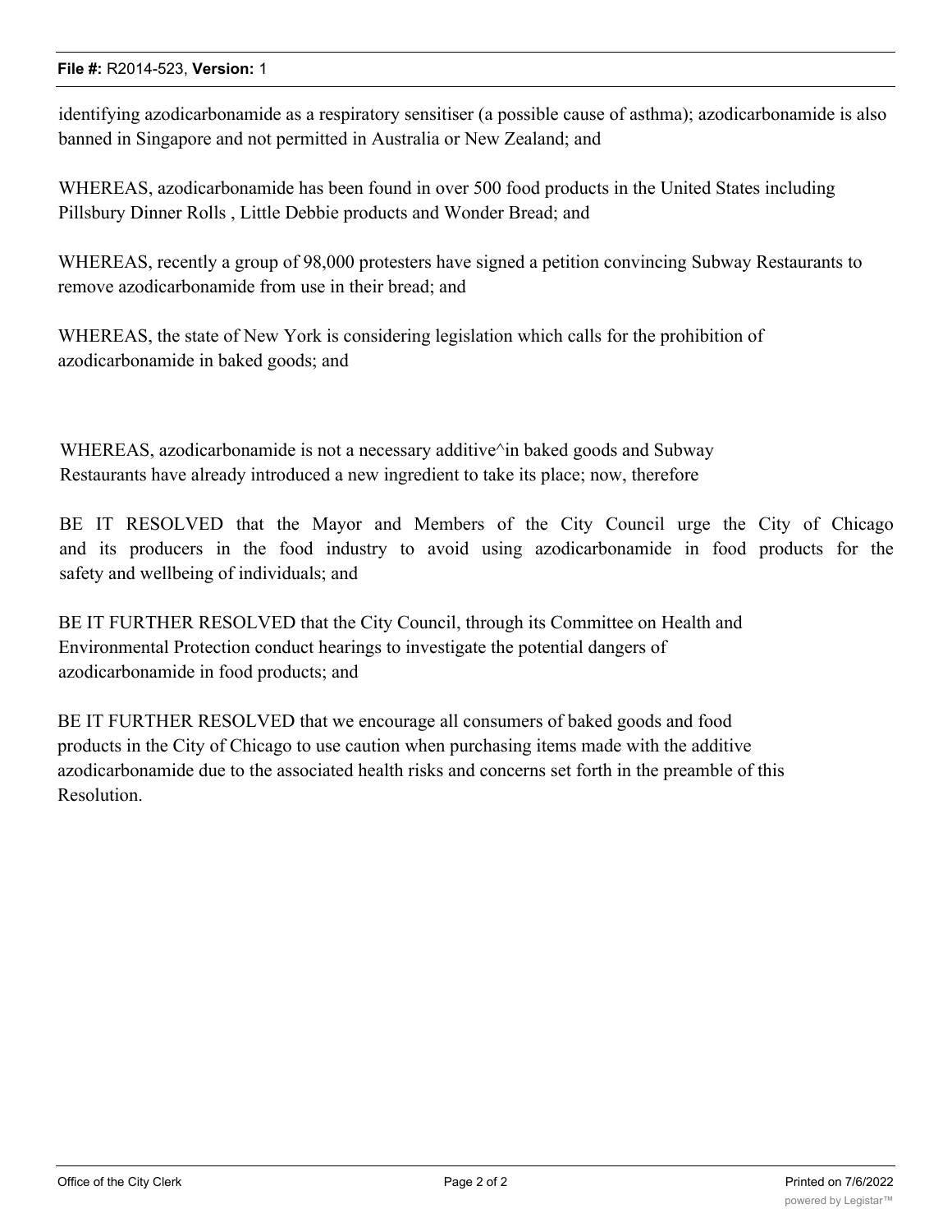identifying azodicarbonamide as a respiratory sensitiser (a possible cause of asthma); azodicarbonamide is also banned in Singapore and not permitted in Australia or New Zealand; and

WHEREAS, azodicarbonamide has been found in over 500 food products in the United States including Pillsbury Dinner Rolls , Little Debbie products and Wonder Bread; and

WHEREAS, recently a group of 98,000 protesters have signed a petition convincing Subway Restaurants to remove azodicarbonamide from use in their bread; and

WHEREAS, the state of New York is considering legislation which calls for the prohibition of azodicarbonamide in baked goods; and

WHEREAS, azodicarbonamide is not a necessary additive^in baked goods and Subway Restaurants have already introduced a new ingredient to take its place; now, therefore

BE IT RESOLVED that the Mayor and Members of the City Council urge the City of Chicago and its producers in the food industry to avoid using azodicarbonamide in food products for the safety and wellbeing of individuals; and

BE IT FURTHER RESOLVED that the City Council, through its Committee on Health and Environmental Protection conduct hearings to investigate the potential dangers of azodicarbonamide in food products; and

BE IT FURTHER RESOLVED that we encourage all consumers of baked goods and food products in the City of Chicago to use caution when purchasing items made with the additive azodicarbonamide due to the associated health risks and concerns set forth in the preamble of this Resolution.